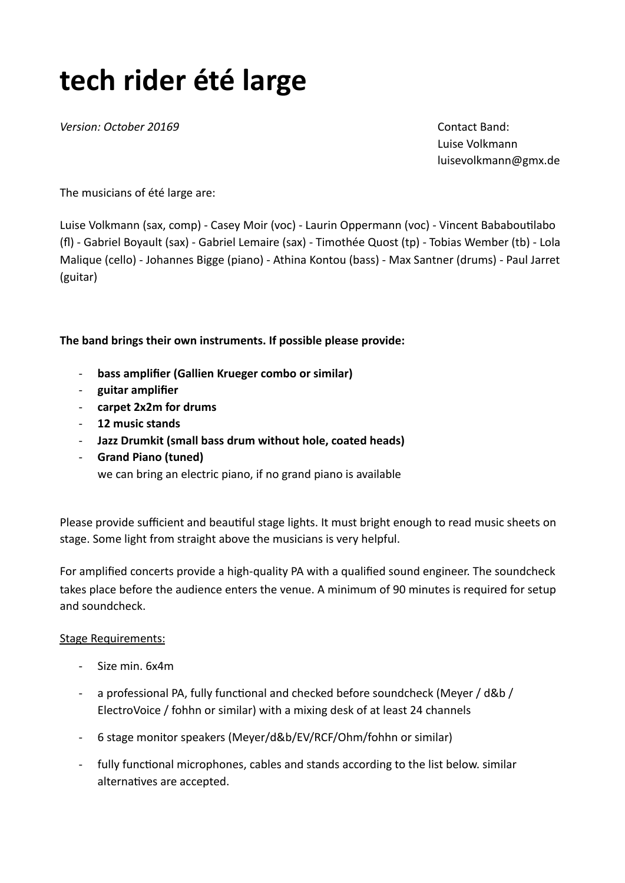# tech rider été large

*Version: October 20169*

Contact Band:
Luise Volkmann
luisevolkmann@gmx.de

The musicians of été large are:

Luise Volkmann (sax, comp) - Casey Moir (voc) - Laurin Oppermann (voc) - Vincent Bababoutilabo (fl) - Gabriel Boyault (sax) - Gabriel Lemaire (sax) - Timothée Quost (tp) - Tobias Wember (tb) - Lola Malique (cello) - Johannes Bigge (piano) - Athina Kontou (bass) - Max Santner (drums) - Paul Jarret (guitar)

**The band brings their own instruments. If possible please provide:**

- **bass amplifier (Gallien Krueger combo or similar)**
- **guitar amplifier**
- **carpet 2x2m for drums**
- **12 music stands**
- **Jazz Drumkit (small bass drum without hole, coated heads)**
- **Grand Piano (tuned)**
  we can bring an electric piano, if no grand piano is available

Please provide sufficient and beautiful stage lights. It must bright enough to read music sheets on stage. Some light from straight above the musicians is very helpful.

For amplified concerts provide a high-quality PA with a qualified sound engineer. The soundcheck takes place before the audience enters the venue. A minimum of 90 minutes is required for setup and soundcheck.

<u>Stage Requirements:</u>

- Size min. 6x4m
- a professional PA, fully functional and checked before soundcheck (Meyer / d&b / ElectroVoice / fohhn or similar) with a mixing desk of at least 24 channels
- 6 stage monitor speakers (Meyer/d&b/EV/RCF/Ohm/fohhn or similar)
- fully functional microphones, cables and stands according to the list below. similar alternatives are accepted.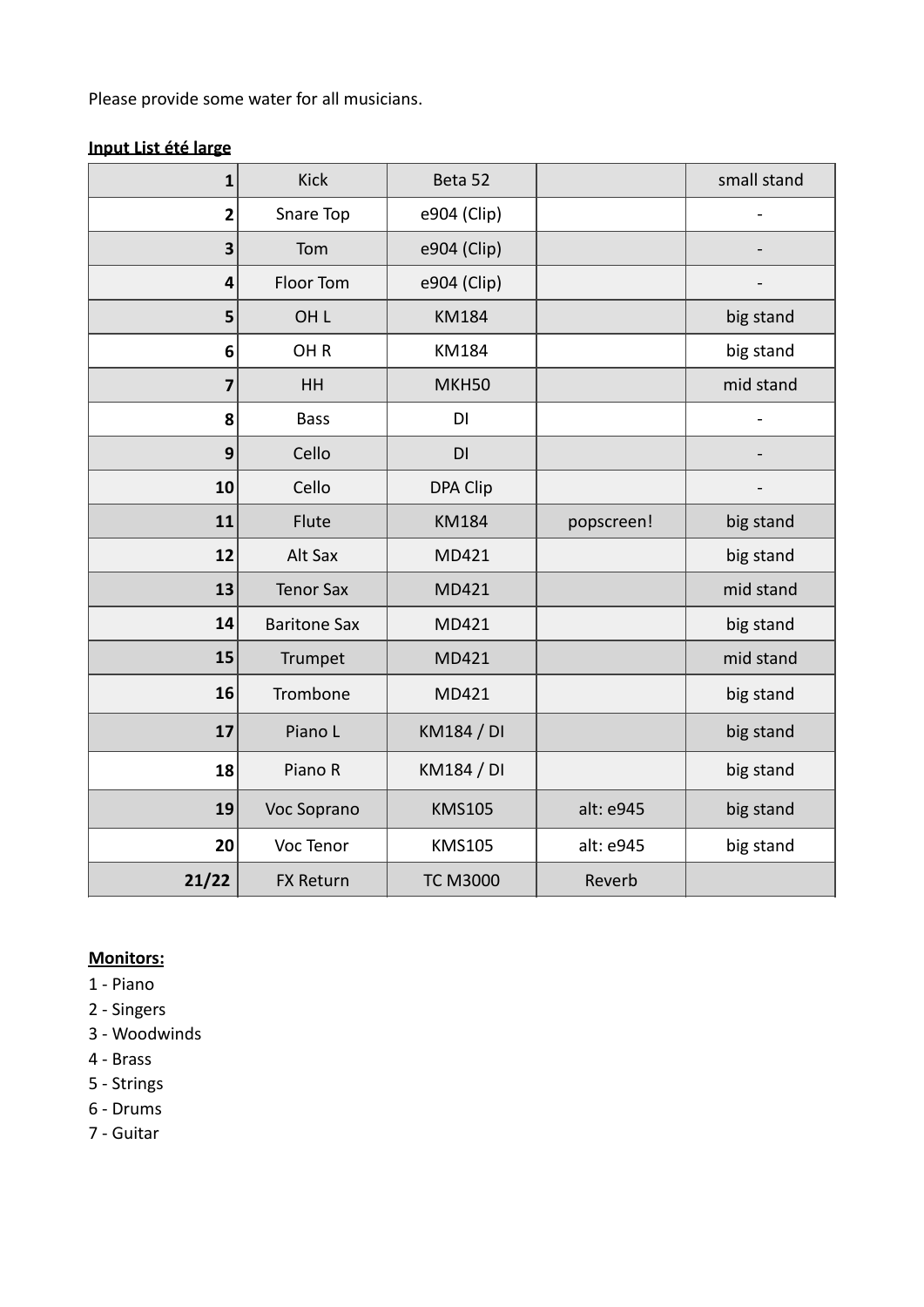Please provide some water for all musicians.

**Input List été large**

| | | | | |
|---|---|---|---|---|
| **1** | Kick | Beta 52 | | small stand |
| **2** | Snare Top | e904 (Clip) | | - |
| **3** | Tom | e904 (Clip) | | - |
| **4** | Floor Tom | e904 (Clip) | | - |
| **5** | OH L | KM184 | | big stand |
| **6** | OH R | KM184 | | big stand |
| **7** | HH | MKH50 | | mid stand |
| **8** | Bass | DI | | - |
| **9** | Cello | DI | | - |
| **10** | Cello | DPA Clip | | - |
| **11** | Flute | KM184 | popscreen! | big stand |
| **12** | Alt Sax | MD421 | | big stand |
| **13** | Tenor Sax | MD421 | | mid stand |
| **14** | Baritone Sax | MD421 | | big stand |
| **15** | Trumpet | MD421 | | mid stand |
| **16** | Trombone | MD421 | | big stand |
| **17** | Piano L | KM184 / DI | | big stand |
| **18** | Piano R | KM184 / DI | | big stand |
| **19** | Voc Soprano | KMS105 | alt: e945 | big stand |
| **20** | Voc Tenor | KMS105 | alt: e945 | big stand |
| **21/22** | FX Return | TC M3000 | Reverb | |

**Monitors:**

1 - Piano
2 - Singers
3 - Woodwinds
4 - Brass
5 - Strings
6 - Drums
7 - Guitar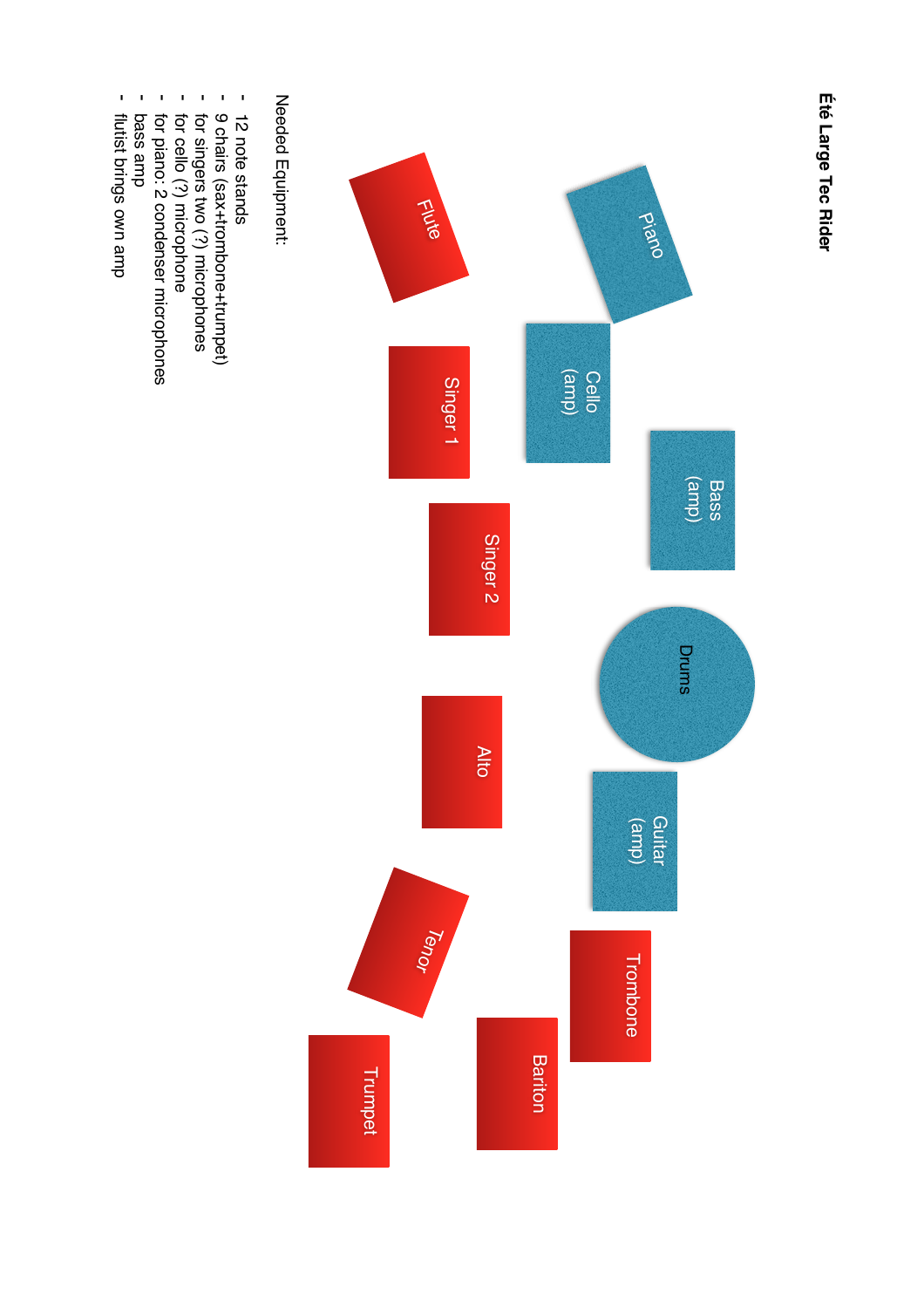# Été Large Tec Rider

Piano

Cello (amp)

Bass (amp)

Drums

Guitar (amp)

Trombone

Bariton

Flute

Singer 1

Singer 2

Alto

Tenor

Trumpet

Needed Equipment:

- 12 note stands
- 9 chairs (sax+trombone+trumpet)
- for singers two (?) microphones
- for cello (?) microphone
- for piano: 2 condenser microphones
- bass amp
- flutist brings own amp